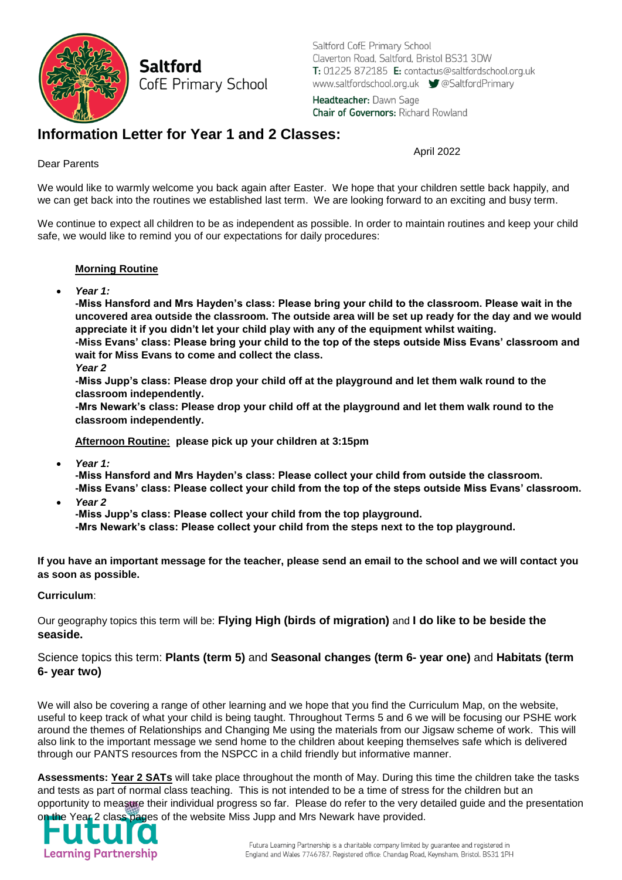**Saltford**
CofE Primary School

Saltford CofE Primary School
Claverton Road, Saltford, Bristol BS31 3DW
**T:** 01225 872185 **E:** contactus@saltfordschool.org.uk
www.saltfordschool.org.uk @SaltfordPrimary

**Headteacher:** Dawn Sage
**Chair of Governors:** Richard Rowland

# Information Letter for Year 1 and 2 Classes:

April 2022

Dear Parents

We would like to warmly welcome you back again after Easter. We hope that your children settle back happily, and we can get back into the routines we established last term. We are looking forward to an exciting and busy term.

We continue to expect all children to be as independent as possible. In order to maintain routines and keep your child safe, we would like to remind you of our expectations for daily procedures:

**Morning Routine**

- ***Year 1:***
  **-Miss Hansford and Mrs Hayden's class: Please bring your child to the classroom. Please wait in the uncovered area outside the classroom. The outside area will be set up ready for the day and we would appreciate it if you didn't let your child play with any of the equipment whilst waiting.**
  **-Miss Evans' class: Please bring your child to the top of the steps outside Miss Evans' classroom and wait for Miss Evans to come and collect the class.**
  ***Year 2***
  **-Miss Jupp's class: Please drop your child off at the playground and let them walk round to the classroom independently.**
  **-Mrs Newark's class: Please drop your child off at the playground and let them walk round to the classroom independently.**

**Afternoon Routine: please pick up your children at 3:15pm**

- ***Year 1:***
  **-Miss Hansford and Mrs Hayden's class: Please collect your child from outside the classroom.**
  **-Miss Evans' class: Please collect your child from the top of the steps outside Miss Evans' classroom.**
- ***Year 2***
  **-Miss Jupp's class: Please collect your child from the top playground.**
  **-Mrs Newark's class: Please collect your child from the steps next to the top playground.**

**If you have an important message for the teacher, please send an email to the school and we will contact you as soon as possible.**

**Curriculum**:

Our geography topics this term will be: **Flying High (birds of migration)** and **I do like to be beside the seaside.**

Science topics this term: **Plants (term 5)** and **Seasonal changes (term 6- year one)** and **Habitats (term 6- year two)**

We will also be covering a range of other learning and we hope that you find the Curriculum Map, on the website, useful to keep track of what your child is being taught. Throughout Terms 5 and 6 we will be focusing our PSHE work around the themes of Relationships and Changing Me using the materials from our Jigsaw scheme of work. This will also link to the important message we send home to the children about keeping themselves safe which is delivered through our PANTS resources from the NSPCC in a child friendly but informative manner.

**Assessments: Year 2 SATs** will take place throughout the month of May. During this time the children take the tasks and tests as part of normal class teaching. This is not intended to be a time of stress for the children but an opportunity to measure their individual progress so far. Please do refer to the very detailed guide and the presentation on the Year 2 class pages of the website Miss Jupp and Mrs Newark have provided.

Futura Learning Partnership

Futura Learning Partnership is a charitable company limited by guarantee and registered in England and Wales 7746787. Registered office: Chandag Road, Keynsham, Bristol. BS31 1PH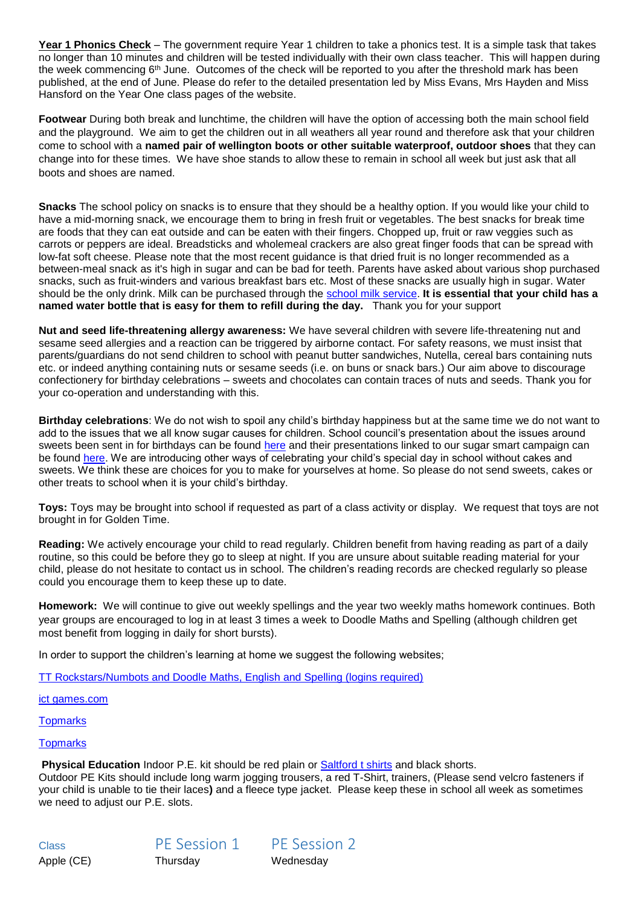**Year 1 Phonics Check** – The government require Year 1 children to take a phonics test. It is a simple task that takes no longer than 10 minutes and children will be tested individually with their own class teacher. This will happen during the week commencing 6th June. Outcomes of the check will be reported to you after the threshold mark has been published, at the end of June. Please do refer to the detailed presentation led by Miss Evans, Mrs Hayden and Miss Hansford on the Year One class pages of the website.

**Footwear** During both break and lunchtime, the children will have the option of accessing both the main school field and the playground. We aim to get the children out in all weathers all year round and therefore ask that your children come to school with a **named pair of wellington boots or other suitable waterproof, outdoor shoes** that they can change into for these times. We have shoe stands to allow these to remain in school all week but just ask that all boots and shoes are named.

**Snacks** The school policy on snacks is to ensure that they should be a healthy option. If you would like your child to have a mid-morning snack, we encourage them to bring in fresh fruit or vegetables. The best snacks for break time are foods that they can eat outside and can be eaten with their fingers. Chopped up, fruit or raw veggies such as carrots or peppers are ideal. Breadsticks and wholemeal crackers are also great finger foods that can be spread with low-fat soft cheese. Please note that the most recent guidance is that dried fruit is no longer recommended as a between-meal snack as it's high in sugar and can be bad for teeth. Parents have asked about various shop purchased snacks, such as fruit-winders and various breakfast bars etc. Most of these snacks are usually high in sugar. Water should be the only drink. Milk can be purchased through the school milk service. **It is essential that your child has a named water bottle that is easy for them to refill during the day.** Thank you for your support

**Nut and seed life-threatening allergy awareness:** We have several children with severe life-threatening nut and sesame seed allergies and a reaction can be triggered by airborne contact. For safety reasons, we must insist that parents/guardians do not send children to school with peanut butter sandwiches, Nutella, cereal bars containing nuts etc. or indeed anything containing nuts or sesame seeds (i.e. on buns or snack bars.) Our aim above to discourage confectionery for birthday celebrations – sweets and chocolates can contain traces of nuts and seeds. Thank you for your co-operation and understanding with this.

**Birthday celebrations**: We do not wish to spoil any child's birthday happiness but at the same time we do not want to add to the issues that we all know sugar causes for children. School council's presentation about the issues around sweets been sent in for birthdays can be found here and their presentations linked to our sugar smart campaign can be found here. We are introducing other ways of celebrating your child's special day in school without cakes and sweets. We think these are choices for you to make for yourselves at home. So please do not send sweets, cakes or other treats to school when it is your child's birthday.

**Toys:** Toys may be brought into school if requested as part of a class activity or display. We request that toys are not brought in for Golden Time.

**Reading:** We actively encourage your child to read regularly. Children benefit from having reading as part of a daily routine, so this could be before they go to sleep at night. If you are unsure about suitable reading material for your child, please do not hesitate to contact us in school. The children's reading records are checked regularly so please could you encourage them to keep these up to date.

**Homework:** We will continue to give out weekly spellings and the year two weekly maths homework continues. Both year groups are encouraged to log in at least 3 times a week to Doodle Maths and Spelling (although children get most benefit from logging in daily for short bursts).

In order to support the children's learning at home we suggest the following websites;

TT Rockstars/Numbots and Doodle Maths, English and Spelling (logins required)

ict games.com

Topmarks

Topmarks

**Physical Education** Indoor P.E. kit should be red plain or Saltford t shirts and black shorts.
Outdoor PE Kits should include long warm jogging trousers, a red T-Shirt, trainers, (Please send velcro fasteners if your child is unable to tie their laces**)** and a fleece type jacket. Please keep these in school all week as sometimes we need to adjust our P.E. slots.

| Class | PE Session 1 | PE Session 2 |
|---|---|---|
| Apple (CE) | Thursday | Wednesday |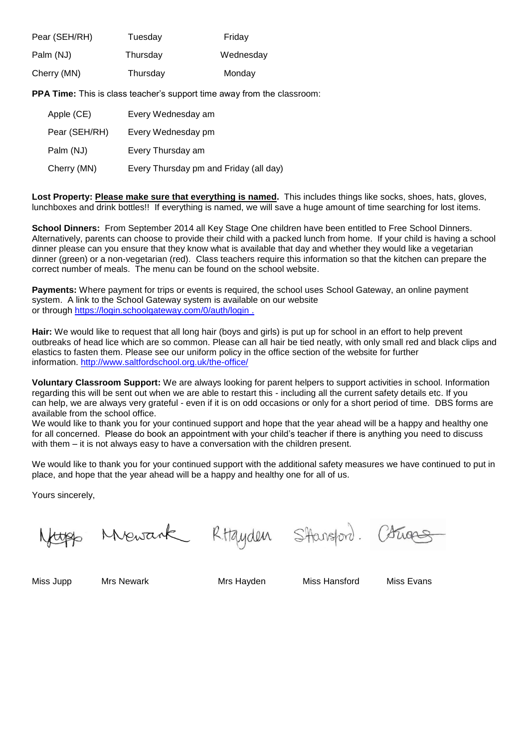| | | |
|---|---|---|
| Pear (SEH/RH) | Tuesday | Friday |
| Palm (NJ) | Thursday | Wednesday |
| Cherry (MN) | Thursday | Monday |

**PPA Time:** This is class teacher's support time away from the classroom:

| | |
|---|---|
| Apple (CE) | Every Wednesday am |
| Pear (SEH/RH) | Every Wednesday pm |
| Palm (NJ) | Every Thursday am |
| Cherry (MN) | Every Thursday pm and Friday (all day) |

**Lost Property:** **Please make sure that everything is named.** This includes things like socks, shoes, hats, gloves, lunchboxes and drink bottles!! If everything is named, we will save a huge amount of time searching for lost items.

**School Dinners:** From September 2014 all Key Stage One children have been entitled to Free School Dinners. Alternatively, parents can choose to provide their child with a packed lunch from home. If your child is having a school dinner please can you ensure that they know what is available that day and whether they would like a vegetarian dinner (green) or a non-vegetarian (red). Class teachers require this information so that the kitchen can prepare the correct number of meals. The menu can be found on the school website.

**Payments:** Where payment for trips or events is required, the school uses School Gateway, an online payment system. A link to the School Gateway system is available on our website or through https://login.schoolgateway.com/0/auth/login .

**Hair:** We would like to request that all long hair (boys and girls) is put up for school in an effort to help prevent outbreaks of head lice which are so common. Please can all hair be tied neatly, with only small red and black clips and elastics to fasten them. Please see our uniform policy in the office section of the website for further information. http://www.saltfordschool.org.uk/the-office/

**Voluntary Classroom Support:** We are always looking for parent helpers to support activities in school. Information regarding this will be sent out when we are able to restart this - including all the current safety details etc. If you can help, we are always very grateful - even if it is on odd occasions or only for a short period of time. DBS forms are available from the school office.
We would like to thank you for your continued support and hope that the year ahead will be a happy and healthy one for all concerned. Please do book an appointment with your child's teacher if there is anything you need to discuss with them – it is not always easy to have a conversation with the children present.

We would like to thank you for your continued support with the additional safety measures we have continued to put in place, and hope that the year ahead will be a happy and healthy one for all of us.

Yours sincerely,

Miss Jupp Mrs Newark Mrs Hayden Miss Hansford Miss Evans